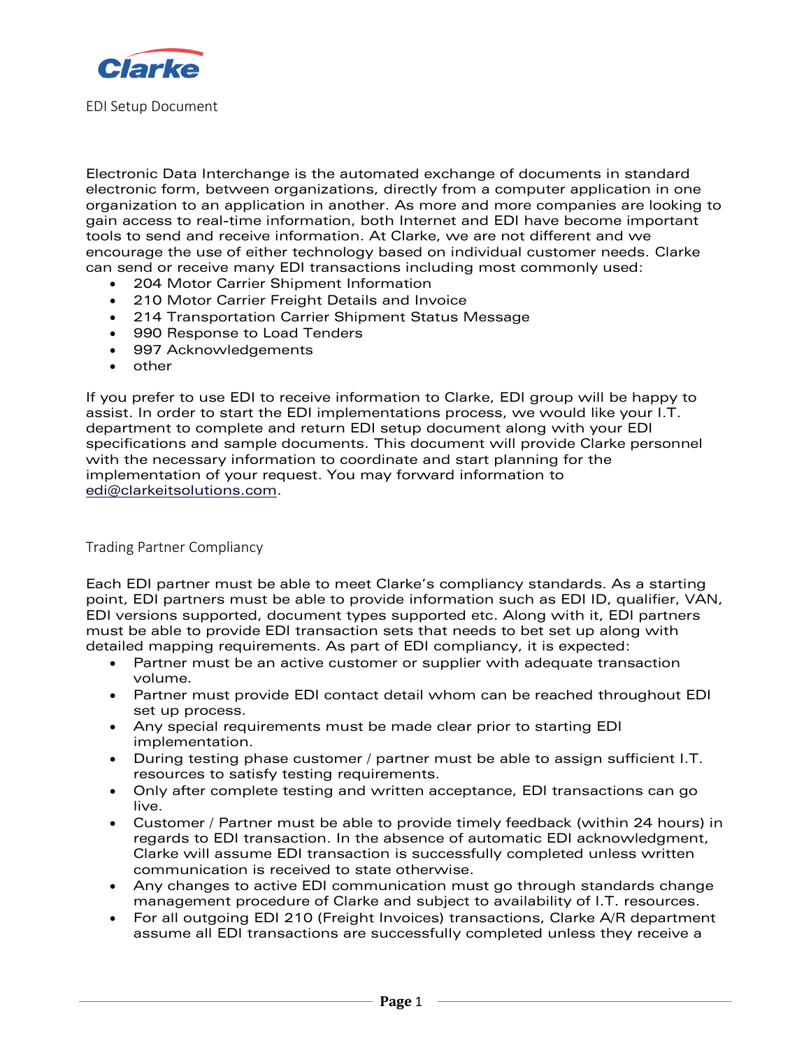Clarke

EDI Setup Document

Electronic Data Interchange is the automated exchange of documents in standard electronic form, between organizations, directly from a computer application in one organization to an application in another. As more and more companies are looking to gain access to real-time information, both Internet and EDI have become important tools to send and receive information. At Clarke, we are not different and we encourage the use of either technology based on individual customer needs. Clarke can send or receive many EDI transactions including most commonly used:

- 204 Motor Carrier Shipment Information
- 210 Motor Carrier Freight Details and Invoice
- 214 Transportation Carrier Shipment Status Message
- 990 Response to Load Tenders
- 997 Acknowledgements
- other

If you prefer to use EDI to receive information to Clarke, EDI group will be happy to assist. In order to start the EDI implementations process, we would like your I.T. department to complete and return EDI setup document along with your EDI specifications and sample documents. This document will provide Clarke personnel with the necessary information to coordinate and start planning for the implementation of your request. You may forward information to edi@clarkeitsolutions.com.

## Trading Partner Compliancy

Each EDI partner must be able to meet Clarke's compliancy standards. As a starting point, EDI partners must be able to provide information such as EDI ID, qualifier, VAN, EDI versions supported, document types supported etc. Along with it, EDI partners must be able to provide EDI transaction sets that needs to bet set up along with detailed mapping requirements. As part of EDI compliancy, it is expected:

- Partner must be an active customer or supplier with adequate transaction volume.
- Partner must provide EDI contact detail whom can be reached throughout EDI set up process.
- Any special requirements must be made clear prior to starting EDI implementation.
- During testing phase customer / partner must be able to assign sufficient I.T. resources to satisfy testing requirements.
- Only after complete testing and written acceptance, EDI transactions can go live.
- Customer / Partner must be able to provide timely feedback (within 24 hours) in regards to EDI transaction. In the absence of automatic EDI acknowledgment, Clarke will assume EDI transaction is successfully completed unless written communication is received to state otherwise.
- Any changes to active EDI communication must go through standards change management procedure of Clarke and subject to availability of I.T. resources.
- For all outgoing EDI 210 (Freight Invoices) transactions, Clarke A/R department assume all EDI transactions are successfully completed unless they receive a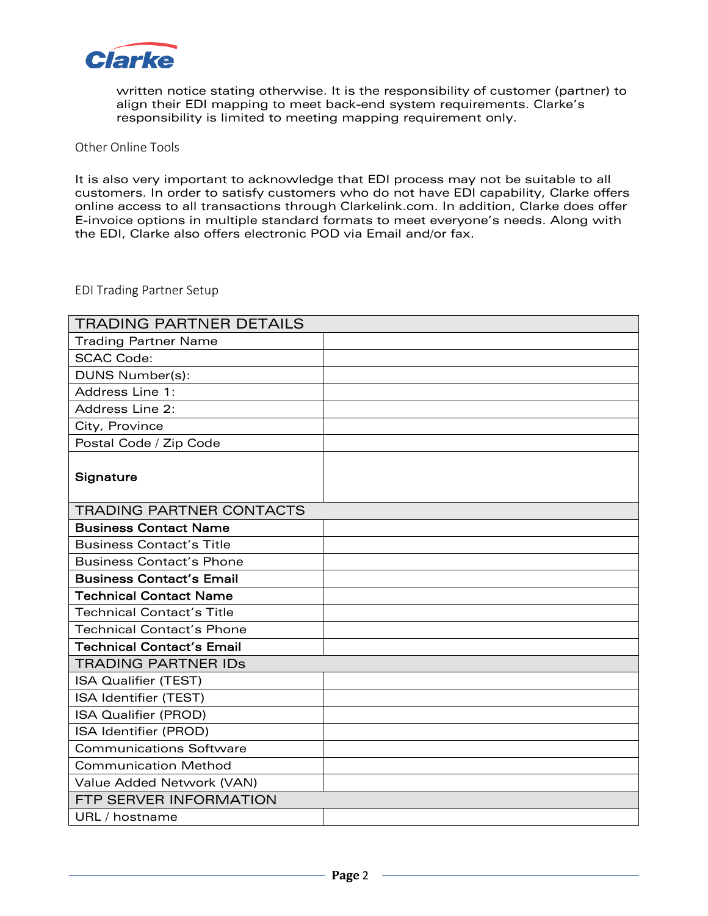written notice stating otherwise. It is the responsibility of customer (partner) to align their EDI mapping to meet back-end system requirements. Clarke's responsibility is limited to meeting mapping requirement only.

## Other Online Tools

It is also very important to acknowledge that EDI process may not be suitable to all customers. In order to satisfy customers who do not have EDI capability, Clarke offers online access to all transactions through Clarkelink.com. In addition, Clarke does offer E-invoice options in multiple standard formats to meet everyone's needs. Along with the EDI, Clarke also offers electronic POD via Email and/or fax.

## EDI Trading Partner Setup

| TRADING PARTNER DETAILS | |
|---|---|
| Trading Partner Name | |
| SCAC Code: | |
| DUNS Number(s): | |
| Address Line 1: | |
| Address Line 2: | |
| City, Province | |
| Postal Code / Zip Code | |
| **Signature** | |
| TRADING PARTNER CONTACTS | |
| **Business Contact Name** | |
| Business Contact's Title | |
| Business Contact's Phone | |
| **Business Contact's Email** | |
| **Technical Contact Name** | |
| Technical Contact's Title | |
| Technical Contact's Phone | |
| **Technical Contact's Email** | |
| TRADING PARTNER IDs | |
| ISA Qualifier (TEST) | |
| ISA Identifier (TEST) | |
| ISA Qualifier (PROD) | |
| ISA Identifier (PROD) | |
| Communications Software | |
| Communication Method | |
| Value Added Network (VAN) | |
| FTP SERVER INFORMATION | |
| URL / hostname | |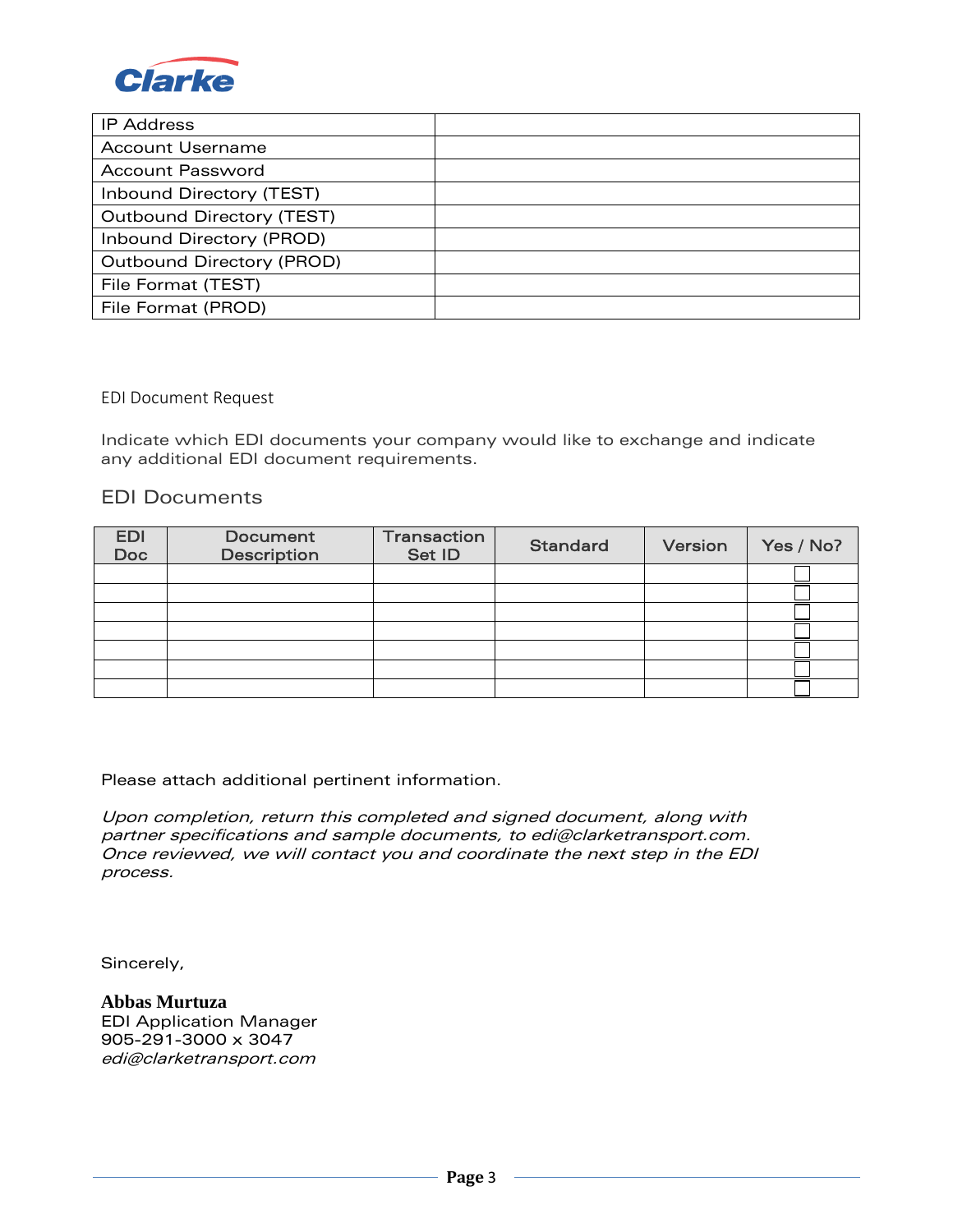Clarke

| | |
|---|---|
| IP Address | |
| Account Username | |
| Account Password | |
| Inbound Directory (TEST) | |
| Outbound Directory (TEST) | |
| Inbound Directory (PROD) | |
| Outbound Directory (PROD) | |
| File Format (TEST) | |
| File Format (PROD) | |

EDI Document Request

Indicate which EDI documents your company would like to exchange and indicate any additional EDI document requirements.

## EDI Documents

| EDI Doc | Document Description | Transaction Set ID | Standard | Version | Yes / No? |
|---|---|---|---|---|---|
| | | | | | ☐ |
| | | | | | ☐ |
| | | | | | ☐ |
| | | | | | ☐ |
| | | | | | ☐ |
| | | | | | ☐ |
| | | | | | ☐ |

Please attach additional pertinent information.

*Upon completion, return this completed and signed document, along with partner specifications and sample documents, to edi@clarketransport.com. Once reviewed, we will contact you and coordinate the next step in the EDI process.*

Sincerely,

**Abbas Murtuza**
EDI Application Manager
905-291-3000 x 3047
*edi@clarketransport.com*